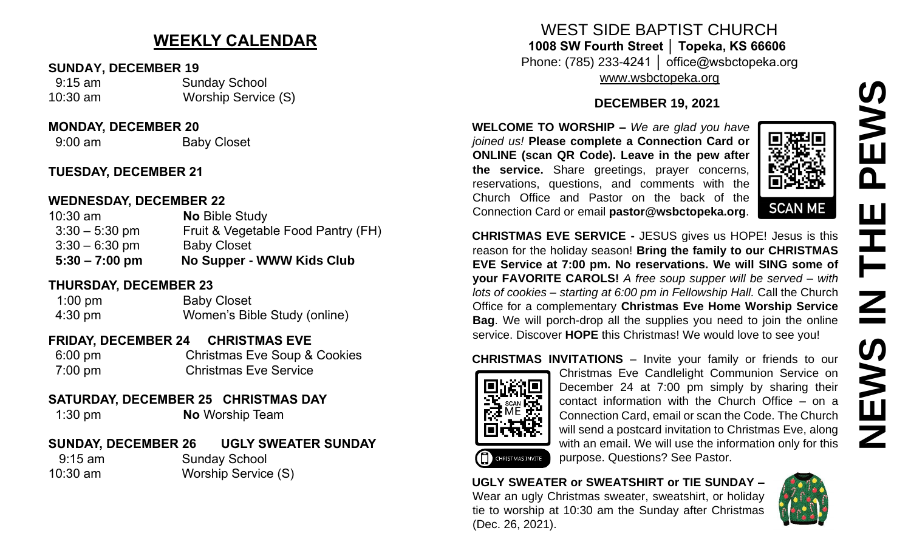## WEEKLY CALENDAR

**SUNDAY, DECEMBER 19**

9:15 am Sunday School
10:30 am Worship Service (S)

**MONDAY, DECEMBER 20**

9:00 am Baby Closet

**TUESDAY, DECEMBER 21**

**WEDNESDAY, DECEMBER 22**

10:30 am **No** Bible Study
3:30 – 5:30 pm Fruit & Vegetable Food Pantry (FH)
3:30 – 6:30 pm Baby Closet
**5:30 – 7:00 pm No Supper - WWW Kids Club**

**THURSDAY, DECEMBER 23**

1:00 pm Baby Closet
4:30 pm Women's Bible Study (online)

**FRIDAY, DECEMBER 24 CHRISTMAS EVE**

6:00 pm Christmas Eve Soup & Cookies
7:00 pm Christmas Eve Service

**SATURDAY, DECEMBER 25 CHRISTMAS DAY**

1:30 pm **No** Worship Team

**SUNDAY, DECEMBER 26 UGLY SWEATER SUNDAY**

9:15 am Sunday School
10:30 am Worship Service (S)

# WEST SIDE BAPTIST CHURCH

**1008 SW Fourth Street │ Topeka, KS 66606**
Phone: (785) 233-4241 │ office@wsbctopeka.org
www.wsbctopeka.org

**DECEMBER 19, 2021**

# NEWS IN THE PEWS

**WELCOME TO WORSHIP –** *We are glad you have joined us!* **Please complete a Connection Card or ONLINE (scan QR Code). Leave in the pew after the service.** Share greetings, prayer concerns, reservations, questions, and comments with the Church Office and Pastor on the back of the Connection Card or email **pastor@wsbctopeka.org**.

SCAN ME

**CHRISTMAS EVE SERVICE -** JESUS gives us HOPE! Jesus is this reason for the holiday season! **Bring the family to our CHRISTMAS EVE Service at 7:00 pm. No reservations. We will SING some of your FAVORITE CAROLS!** *A free soup supper will be served – with lots of cookies – starting at 6:00 pm in Fellowship Hall.* Call the Church Office for a complementary **Christmas Eve Home Worship Service Bag**. We will porch-drop all the supplies you need to join the online service. Discover **HOPE** this Christmas! We would love to see you!

**CHRISTMAS INVITATIONS** – Invite your family or friends to our Christmas Eve Candlelight Communion Service on December 24 at 7:00 pm simply by sharing their contact information with the Church Office – on a Connection Card, email or scan the Code. The Church will send a postcard invitation to Christmas Eve, along with an email. We will use the information only for this purpose. Questions? See Pastor.

CHRISTMAS INVITE

**UGLY SWEATER or SWEATSHIRT or TIE SUNDAY –** Wear an ugly Christmas sweater, sweatshirt, or holiday tie to worship at 10:30 am the Sunday after Christmas (Dec. 26, 2021).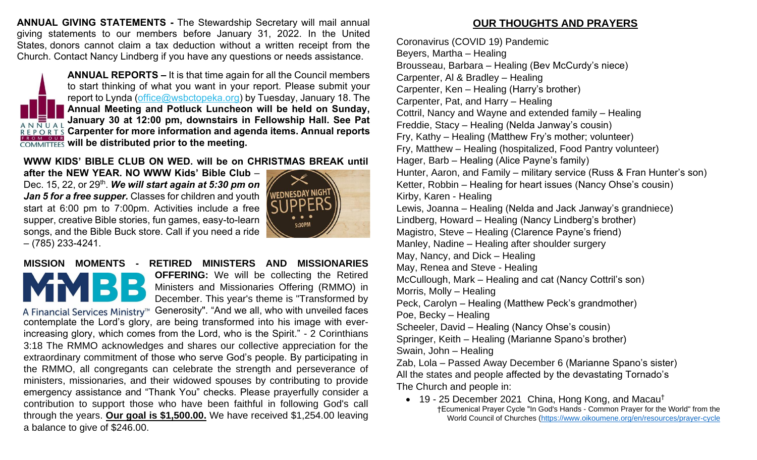**ANNUAL GIVING STATEMENTS -** The Stewardship Secretary will mail annual giving statements to our members before January 31, 2022. In the United States, donors cannot claim a tax deduction without a written receipt from the Church. Contact Nancy Lindberg if you have any questions or needs assistance.

**ANNUAL REPORTS –** It is that time again for all the Council members to start thinking of what you want in your report. Please submit your report to Lynda (office@wsbctopeka.org) by Tuesday, January 18. The **Annual Meeting and Potluck Luncheon will be held on Sunday, January 30 at 12:00 pm, downstairs in Fellowship Hall. See Pat Carpenter for more information and agenda items. Annual reports will be distributed prior to the meeting.**

**WWW KIDS' BIBLE CLUB ON WED. will be on CHRISTMAS BREAK until after the NEW YEAR. NO WWW Kids' Bible Club** – Dec. 15, 22, or 29th. ***We will start again at 5:30 pm on Jan 5 for a free supper.*** Classes for children and youth start at 6:00 pm to 7:00pm. Activities include a free supper, creative Bible stories, fun games, easy-to-learn songs, and the Bible Buck store. Call if you need a ride – (785) 233-4241.

**MISSION MOMENTS - RETIRED MINISTERS AND MISSIONARIES OFFERING:** We will be collecting the Retired Ministers and Missionaries Offering (RMMO) in December. This year's theme is "Transformed by Generosity". "And we all, who with unveiled faces contemplate the Lord's glory, are being transformed into his image with ever-increasing glory, which comes from the Lord, who is the Spirit." - 2 Corinthians 3:18 The RMMO acknowledges and shares our collective appreciation for the extraordinary commitment of those who serve God's people. By participating in the RMMO, all congregants can celebrate the strength and perseverance of ministers, missionaries, and their widowed spouses by contributing to provide emergency assistance and "Thank You" checks. Please prayerfully consider a contribution to support those who have been faithful in following God's call through the years. **Our goal is $1,500.00.** We have received $1,254.00 leaving a balance to give of $246.00.

## OUR THOUGHTS AND PRAYERS

Coronavirus (COVID 19) Pandemic
Beyers, Martha – Healing
Brousseau, Barbara – Healing (Bev McCurdy's niece)
Carpenter, Al & Bradley – Healing
Carpenter, Ken – Healing (Harry's brother)
Carpenter, Pat, and Harry – Healing
Cottril, Nancy and Wayne and extended family – Healing
Freddie, Stacy – Healing (Nelda Janway's cousin)
Fry, Kathy – Healing (Matthew Fry's mother; volunteer)
Fry, Matthew – Healing (hospitalized, Food Pantry volunteer)
Hager, Barb – Healing (Alice Payne's family)
Hunter, Aaron, and Family – military service (Russ & Fran Hunter's son)
Ketter, Robbin – Healing for heart issues (Nancy Ohse's cousin)
Kirby, Karen - Healing
Lewis, Joanna – Healing (Nelda and Jack Janway's grandniece)
Lindberg, Howard – Healing (Nancy Lindberg's brother)
Magistro, Steve – Healing (Clarence Payne's friend)
Manley, Nadine – Healing after shoulder surgery
May, Nancy, and Dick – Healing
May, Renea and Steve - Healing
McCullough, Mark – Healing and cat (Nancy Cottril's son)
Morris, Molly – Healing
Peck, Carolyn – Healing (Matthew Peck's grandmother)
Poe, Becky – Healing
Scheeler, David – Healing (Nancy Ohse's cousin)
Springer, Keith – Healing (Marianne Spano's brother)
Swain, John – Healing
Zab, Lola – Passed Away December 6 (Marianne Spano's sister)
All the states and people affected by the devastating Tornado's
The Church and people in:

- 19 - 25 December 2021 China, Hong Kong, and Macau†

†Ecumenical Prayer Cycle "In God's Hands - Common Prayer for the World" from the World Council of Churches (https://www.oikoumene.org/en/resources/prayer-cycle